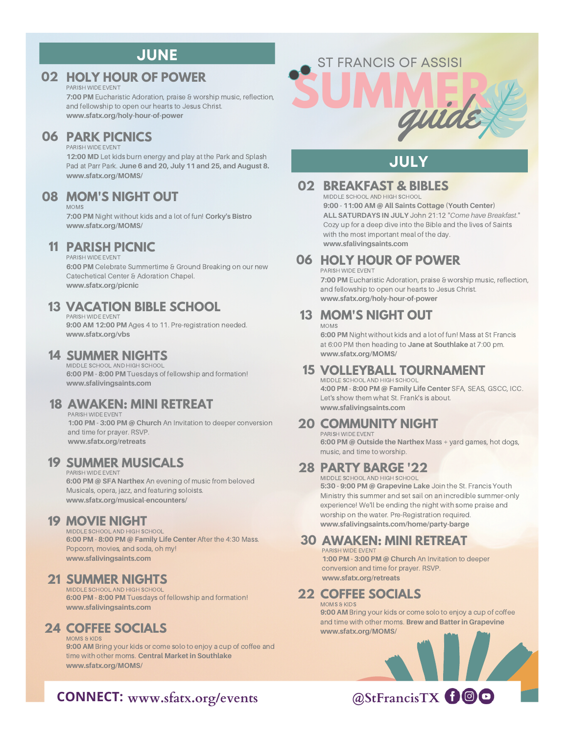# ST FRANCIS OF ASSISI SUMMER guide

## JUNE

### 02 HOLY HOUR OF POWER
PARISH WIDE EVENT

**7:00 PM** Eucharistic Adoration, praise & worship music, reflection, and fellowship to open our hearts to Jesus Christ.
**www.sfatx.org/holy-hour-of-power**

### 06 PARK PICNICS
PARISH WIDE EVENT

**12:00 MD** Let kids burn energy and play at the Park and Splash Pad at Parr Park. **June 6 and 20, July 11 and 25, and August 8.**
**www.sfatx.org/MOMS/**

### 08 MOM'S NIGHT OUT
MOMS

**7:00 PM** Night without kids and a lot of fun! **Corky's Bistro**
**www.sfatx.org/MOMS/**

### 11 PARISH PICNIC
PARISH WIDE EVENT

**6:00 PM** Celebrate Summertime & Ground Breaking on our new Catechetical Center & Adoration Chapel.
**www.sfatx.org/picnic**

### 13 VACATION BIBLE SCHOOL
PARISH WIDE EVENT

**9:00 AM 12:00 PM** Ages 4 to 11. Pre-registration needed.
**www.sfatx.org/vbs**

### 14 SUMMER NIGHTS
MIDDLE SCHOOL AND HIGH SCHOOL

**6:00 PM - 8:00 PM** Tuesdays of fellowship and formation!
**www.sfalivingsaints.com**

### 18 AWAKEN: MINI RETREAT
PARISH WIDE EVENT

**1:00 PM - 3:00 PM @ Church** An Invitation to deeper conversion and time for prayer. RSVP.
**www.sfatx.org/retreats**

### 19 SUMMER MUSICALS
PARISH WIDE EVENT

**6:00 PM @ SFA Narthex** An evening of music from beloved Musicals, opera, jazz, and featuring soloists.
**www.sfatx.org/musical-encounters/**

### 19 MOVIE NIGHT
MIDDLE SCHOOL AND HIGH SCHOOL

**6:00 PM - 8:00 PM @ Family Life Center** After the 4:30 Mass. Popcorn, movies, and soda, oh my!
**www.sfalivingsaints.com**

### 21 SUMMER NIGHTS
MIDDLE SCHOOL AND HIGH SCHOOL

**6:00 PM - 8:00 PM** Tuesdays of fellowship and formation!
**www.sfalivingsaints.com**

### 24 COFFEE SOCIALS
MOMS & KIDS

**9:00 AM** Bring your kids or come solo to enjoy a cup of coffee and time with other moms. **Central Market in Southlake**
**www.sfatx.org/MOMS/**

## JULY

### 02 BREAKFAST & BIBLES
MIDDLE SCHOOL AND HIGH SCHOOL

**9:00 - 11:00 AM @ All Saints Cottage (Youth Center)**
**ALL SATURDAYS IN JULY** John 21:12 "*Come have Breakfast.*" Cozy up for a deep dive into the Bible and the lives of Saints with the most important meal of the day.
**www.sfalivingsaints.com**

### 06 HOLY HOUR OF POWER
PARISH WIDE EVENT

**7:00 PM** Eucharistic Adoration, praise & worship music, reflection, and fellowship to open our hearts to Jesus Christ.
**www.sfatx.org/holy-hour-of-power**

### 13 MOM'S NIGHT OUT
MOMS

**6:00 PM** Night without kids and a lot of fun! Mass at St Francis at 6:00 PM then heading to **Jane at Southlake** at 7:00 pm.
**www.sfatx.org/MOMS/**

### 15 VOLLEYBALL TOURNAMENT
MIDDLE SCHOOL AND HIGH SCHOOL

**4:00 PM - 8:00 PM @ Family Life Center** SFA, SEAS, GSCC, ICC. Let's show them what St. Frank's is about.
**www.sfalivingsaints.com**

### 20 COMMUNITY NIGHT
PARISH WIDE EVENT

**6:00 PM @ Outside the Narthex** Mass + yard games, hot dogs, music, and time to worship.

### 28 PARTY BARGE '22
MIDDLE SCHOOL AND HIGH SCHOOL

**5:30 - 9:00 PM @ Grapevine Lake** Join the St. Francis Youth Ministry this summer and set sail on an incredible summer-only experience! We'll be ending the night with some praise and worship on the water. Pre-Registration required.
**www.sfalivingsaints.com/home/party-barge**

### 30 AWAKEN: MINI RETREAT
PARISH WIDE EVENT

**1:00 PM - 3:00 PM @ Church** An Invitation to deeper conversion and time for prayer. RSVP.
**www.sfatx.org/retreats**

### 22 COFFEE SOCIALS
MOMS & KIDS

**9:00 AM** Bring your kids or come solo to enjoy a cup of coffee and time with other moms. **Brew and Batter in Grapevine**
**www.sfatx.org/MOMS/**

**CONNECT:** www.sfatx.org/events

@StFrancisTX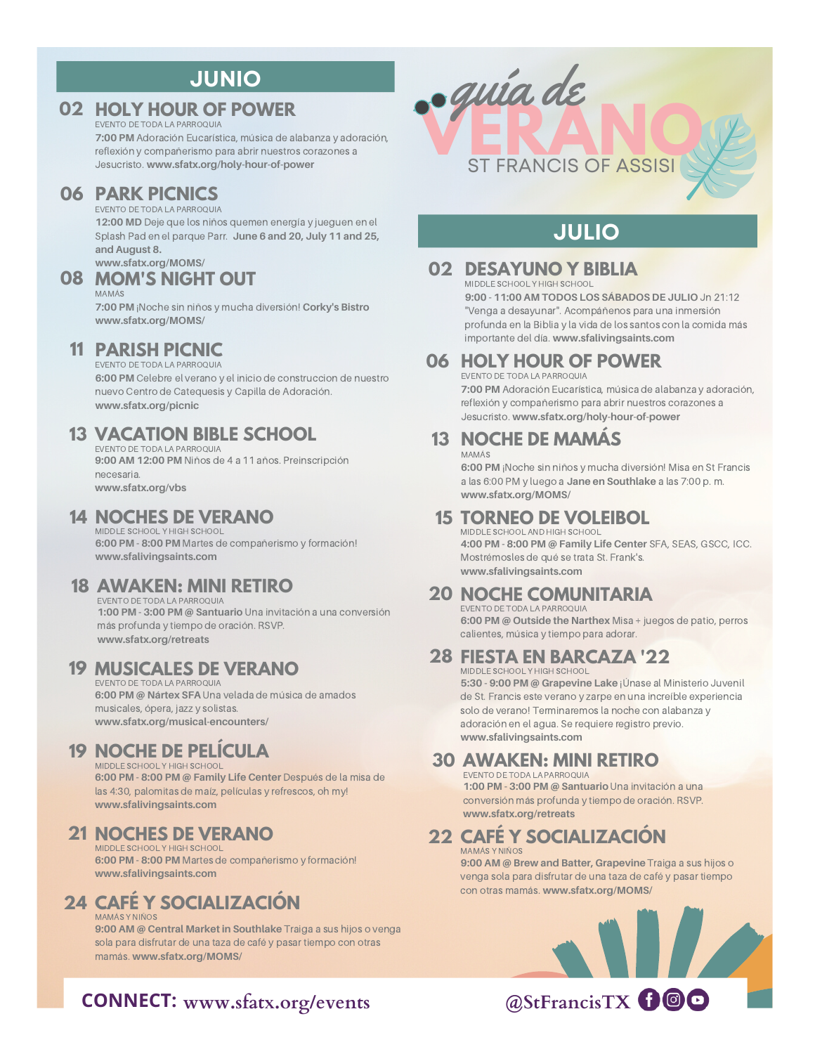# guía de VERANO

ST FRANCIS OF ASSISI

## JUNIO

### 02 HOLY HOUR OF POWER

EVENTO DE TODA LA PARROQUIA

**7:00 PM** Adoración Eucarística, música de alabanza y adoración, reflexión y compañerismo para abrir nuestros corazones a Jesucristo. **www.sfatx.org/holy-hour-of-power**

### 06 PARK PICNICS

EVENTO DE TODA LA PARROQUIA

**12:00 MD** Deje que los niños quemen energía y jueguen en el Splash Pad en el parque Parr. **June 6 and 20, July 11 and 25, and August 8.**

**www.sfatx.org/MOMS/**

### 08 MOM'S NIGHT OUT

MAMÁS

**7:00 PM** ¡Noche sin niños y mucha diversión! **Corky's Bistro**

**www.sfatx.org/MOMS/**

### 11 PARISH PICNIC

EVENTO DE TODA LA PARROQUIA

**6:00 PM** Celebre el verano y el inicio de construccion de nuestro nuevo Centro de Catequesis y Capilla de Adoración.

**www.sfatx.org/picnic**

### 13 VACATION BIBLE SCHOOL

EVENTO DE TODA LA PARROQUIA

**9:00 AM 12:00 PM** Niños de 4 a 11 años. Preinscripción necesaria.

**www.sfatx.org/vbs**

### 14 NOCHES DE VERANO

MIDDLE SCHOOL Y HIGH SCHOOL

**6:00 PM - 8:00 PM** Martes de compañerismo y formación!

**www.sfalivingsaints.com**

### 18 AWAKEN: MINI RETIRO

EVENTO DE TODA LA PARROQUIA

**1:00 PM - 3:00 PM @ Santuario** Una invitación a una conversión más profunda y tiempo de oración. RSVP.

**www.sfatx.org/retreats**

### 19 MUSICALES DE VERANO

EVENTO DE TODA LA PARROQUIA

**6:00 PM @ Nártex SFA** Una velada de música de amados musicales, ópera, jazz y solistas.

**www.sfatx.org/musical-encounters/**

### 19 NOCHE DE PELÍCULA

MIDDLE SCHOOL Y HIGH SCHOOL

**6:00 PM - 8:00 PM @ Family Life Center** Después de la misa de las 4:30, palomitas de maíz, películas y refrescos, oh my!

**www.sfalivingsaints.com**

### 21 NOCHES DE VERANO

MIDDLE SCHOOL Y HIGH SCHOOL

**6:00 PM - 8:00 PM** Martes de compañerismo y formación!

**www.sfalivingsaints.com**

### 24 CAFÉ Y SOCIALIZACIÓN

MAMÁS Y NIÑOS

**9:00 AM @ Central Market in Southlake** Traiga a sus hijos o venga sola para disfrutar de una taza de café y pasar tiempo con otras mamás. **www.sfatx.org/MOMS/**

## JULIO

### 02 DESAYUNO Y BIBLIA

MIDDLE SCHOOL Y HIGH SCHOOL

**9:00 - 11:00 AM TODOS LOS SÁBADOS DE JULIO** Jn 21:12 "Venga a desayunar". Acompáñenos para una inmersión profunda en la Biblia y la vida de los santos con la comida más importante del día. **www.sfalivingsaints.com**

### 06 HOLY HOUR OF POWER

EVENTO DE TODA LA PARROQUIA

**7:00 PM** Adoración Eucarística, música de alabanza y adoración, reflexión y compañerismo para abrir nuestros corazones a Jesucristo. **www.sfatx.org/holy-hour-of-power**

### 13 NOCHE DE MAMÁS

MAMÁS

**6:00 PM** ¡Noche sin niños y mucha diversión! Misa en St Francis a las 6:00 PM y luego a **Jane en Southlake** a las 7:00 p. m.

**www.sfatx.org/MOMS/**

### 15 TORNEO DE VOLEIBOL

MIDDLE SCHOOL AND HIGH SCHOOL

**4:00 PM - 8:00 PM @ Family Life Center** SFA, SEAS, GSCC, ICC. Mostrémosles de qué se trata St. Frank's.

**www.sfalivingsaints.com**

### 20 NOCHE COMUNITARIA

EVENTO DE TODA LA PARROQUIA

**6:00 PM @ Outside the Narthex** Misa + juegos de patio, perros calientes, música y tiempo para adorar.

### 28 FIESTA EN BARCAZA '22

MIDDLE SCHOOL Y HIGH SCHOOL

**5:30 - 9:00 PM @ Grapevine Lake** ¡Únase al Ministerio Juvenil de St. Francis este verano y zarpe en una increíble experiencia solo de verano! Terminaremos la noche con alabanza y adoración en el agua. Se requiere registro previo.

**www.sfalivingsaints.com**

### 30 AWAKEN: MINI RETIRO

EVENTO DE TODA LA PARROQUIA

**1:00 PM - 3:00 PM @ Santuario** Una invitación a una conversión más profunda y tiempo de oración. RSVP.

**www.sfatx.org/retreats**

### 22 CAFÉ Y SOCIALIZACIÓN

MAMÁS Y NIÑOS

**9:00 AM @ Brew and Batter, Grapevine** Traiga a sus hijos o venga sola para disfrutar de una taza de café y pasar tiempo con otras mamás. **www.sfatx.org/MOMS/**

**CONNECT:** www.sfatx.org/events

@StFrancisTX